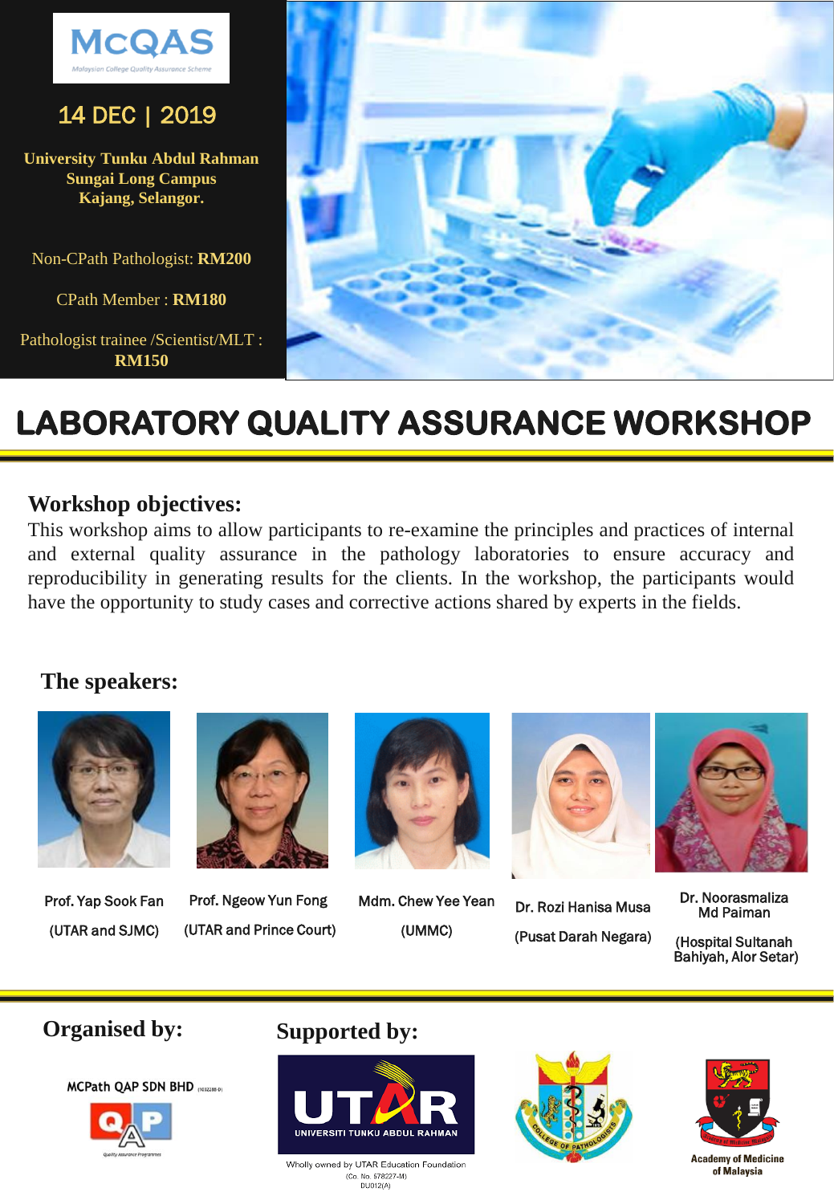McQAS

Malaysian College Quality Assurance Scheme

14 DEC | 2019

**University Tunku Abdul Rahman Sungai Long Campus Kajang, Selangor.**

Non-CPath Pathologist: **RM200**

CPath Member : **RM180**

Pathologist trainee /Scientist/MLT : **RM150**

# LABORATORY QUALITY ASSURANCE WORKSHOP

## Workshop objectives:

This workshop aims to allow participants to re-examine the principles and practices of internal and external quality assurance in the pathology laboratories to ensure accuracy and reproducibility in generating results for the clients. In the workshop, the participants would have the opportunity to study cases and corrective actions shared by experts in the fields.

## The speakers:

- Prof. Yap Sook Fan (UTAR and SJMC)
- Prof. Ngeow Yun Fong (UTAR and Prince Court)
- Mdm. Chew Yee Yean (UMMC)
- Dr. Rozi Hanisa Musa (Pusat Darah Negara)
- Dr. Noorasmaliza Md Paiman (Hospital Sultanah Bahiyah, Alor Setar)

## Organised by:

MCPath QAP SDN BHD

## Supported by:

UTAR UNIVERSITI TUNKU ABDUL RAHMAN

Wholly owned by UTAR Education Foundation (Co. No. 578227-M) DU012(A)

College of Pathologists

Academy of Medicine of Malaysia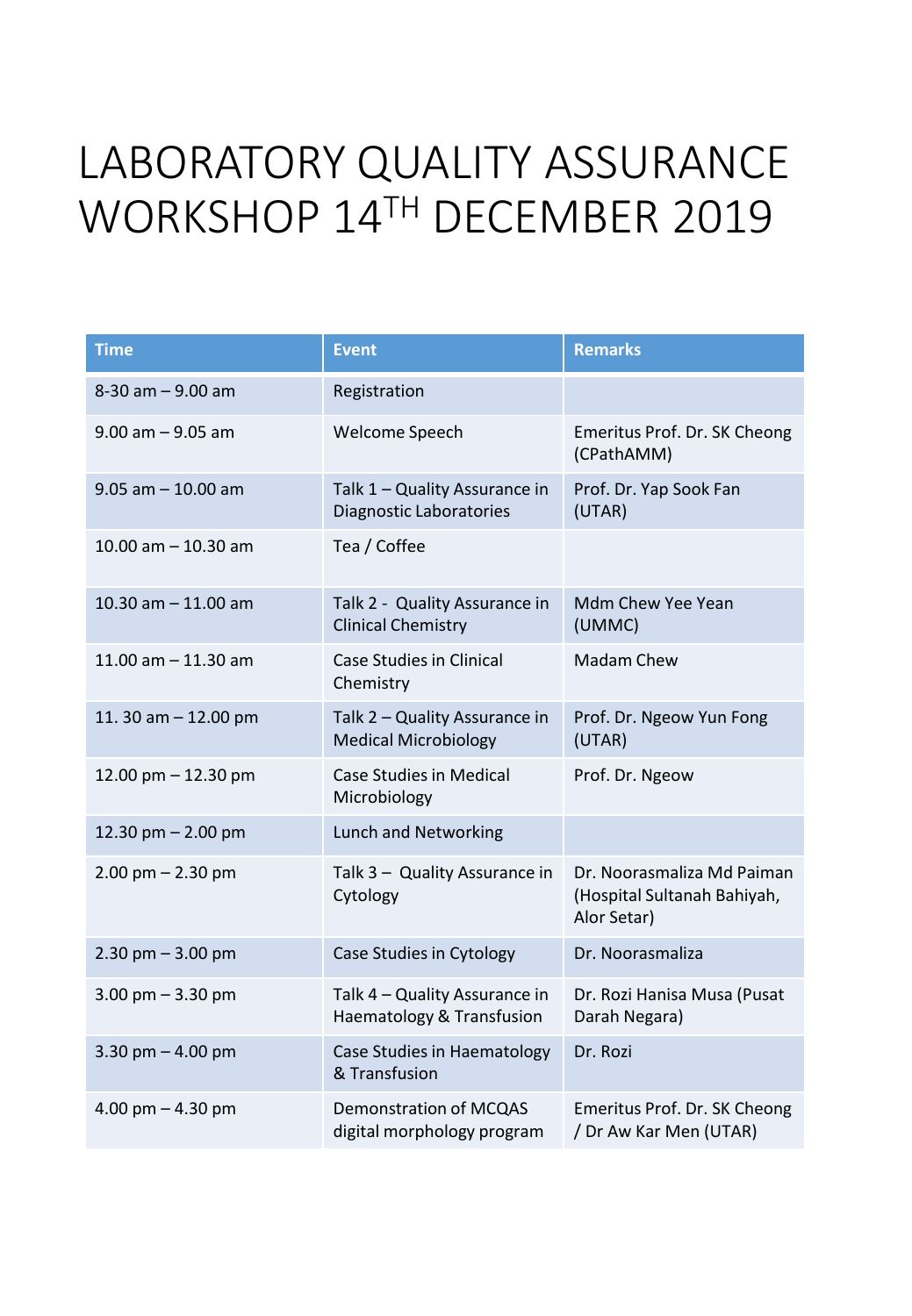# LABORATORY QUALITY ASSURANCE WORKSHOP 14TH DECEMBER 2019

| Time | Event | Remarks |
|---|---|---|
| 8-30 am – 9.00 am | Registration | |
| 9.00 am – 9.05 am | Welcome Speech | Emeritus Prof. Dr. SK Cheong (CPathAMM) |
| 9.05 am – 10.00 am | Talk 1 – Quality Assurance in Diagnostic Laboratories | Prof. Dr. Yap Sook Fan (UTAR) |
| 10.00 am – 10.30 am | Tea / Coffee | |
| 10.30 am – 11.00 am | Talk 2 - Quality Assurance in Clinical Chemistry | Mdm Chew Yee Yean (UMMC) |
| 11.00 am – 11.30 am | Case Studies in Clinical Chemistry | Madam Chew |
| 11. 30 am – 12.00 pm | Talk 2 – Quality Assurance in Medical Microbiology | Prof. Dr. Ngeow Yun Fong (UTAR) |
| 12.00 pm – 12.30 pm | Case Studies in Medical Microbiology | Prof. Dr. Ngeow |
| 12.30 pm – 2.00 pm | Lunch and Networking | |
| 2.00 pm – 2.30 pm | Talk 3 – Quality Assurance in Cytology | Dr. Noorasmaliza Md Paiman (Hospital Sultanah Bahiyah, Alor Setar) |
| 2.30 pm – 3.00 pm | Case Studies in Cytology | Dr. Noorasmaliza |
| 3.00 pm – 3.30 pm | Talk 4 – Quality Assurance in Haematology & Transfusion | Dr. Rozi Hanisa Musa (Pusat Darah Negara) |
| 3.30 pm – 4.00 pm | Case Studies in Haematology & Transfusion | Dr. Rozi |
| 4.00 pm – 4.30 pm | Demonstration of MCQAS digital morphology program | Emeritus Prof. Dr. SK Cheong / Dr Aw Kar Men (UTAR) |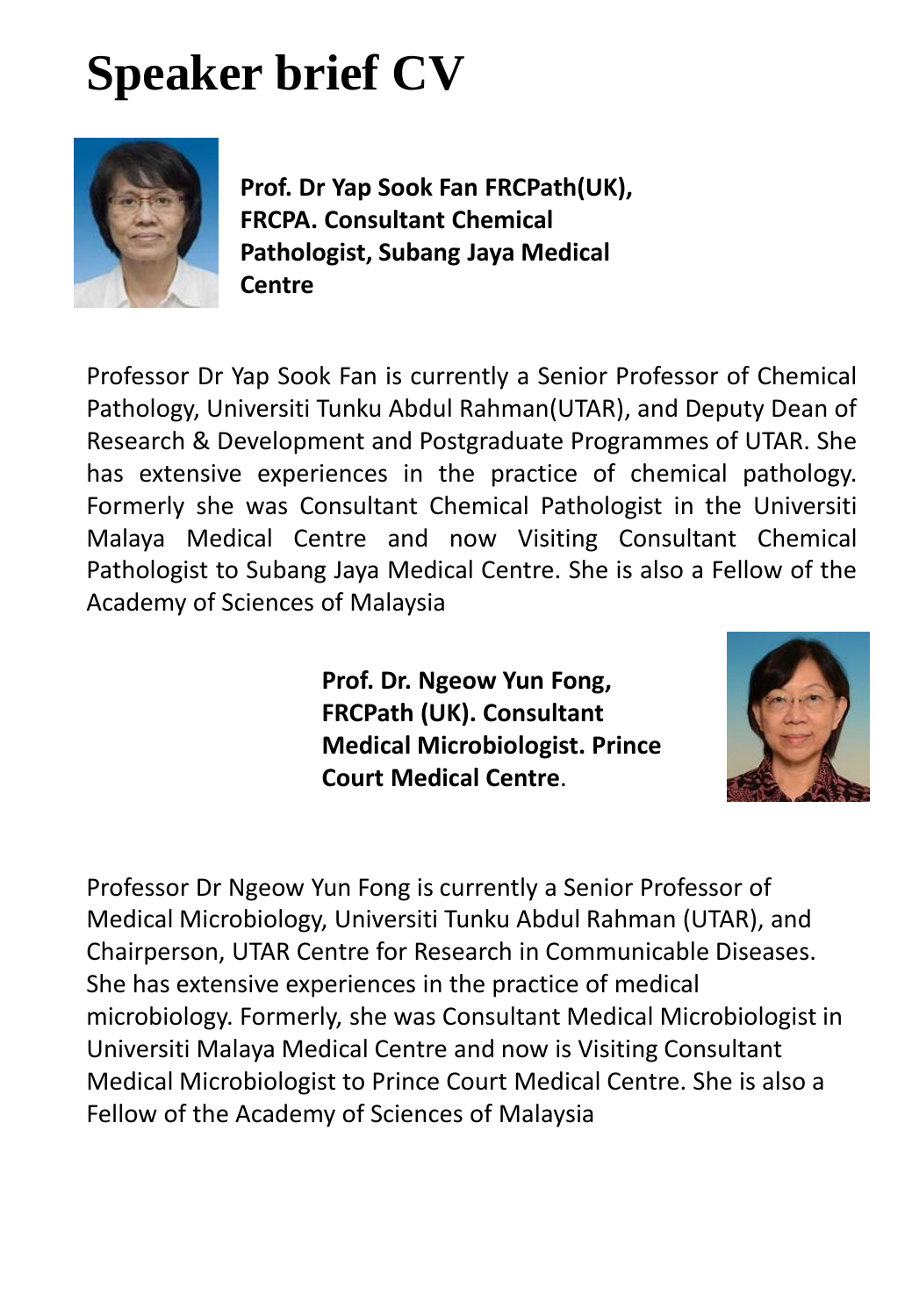# Speaker brief CV

**Prof. Dr Yap Sook Fan FRCPath(UK), FRCPA. Consultant Chemical Pathologist, Subang Jaya Medical Centre**

Professor Dr Yap Sook Fan is currently a Senior Professor of Chemical Pathology, Universiti Tunku Abdul Rahman(UTAR), and Deputy Dean of Research & Development and Postgraduate Programmes of UTAR. She has extensive experiences in the practice of chemical pathology. Formerly she was Consultant Chemical Pathologist in the Universiti Malaya Medical Centre and now Visiting Consultant Chemical Pathologist to Subang Jaya Medical Centre. She is also a Fellow of the Academy of Sciences of Malaysia

**Prof. Dr. Ngeow Yun Fong, FRCPath (UK). Consultant Medical Microbiologist. Prince Court Medical Centre**.

Professor Dr Ngeow Yun Fong is currently a Senior Professor of Medical Microbiology, Universiti Tunku Abdul Rahman (UTAR), and Chairperson, UTAR Centre for Research in Communicable Diseases. She has extensive experiences in the practice of medical microbiology. Formerly, she was Consultant Medical Microbiologist in Universiti Malaya Medical Centre and now is Visiting Consultant Medical Microbiologist to Prince Court Medical Centre. She is also a Fellow of the Academy of Sciences of Malaysia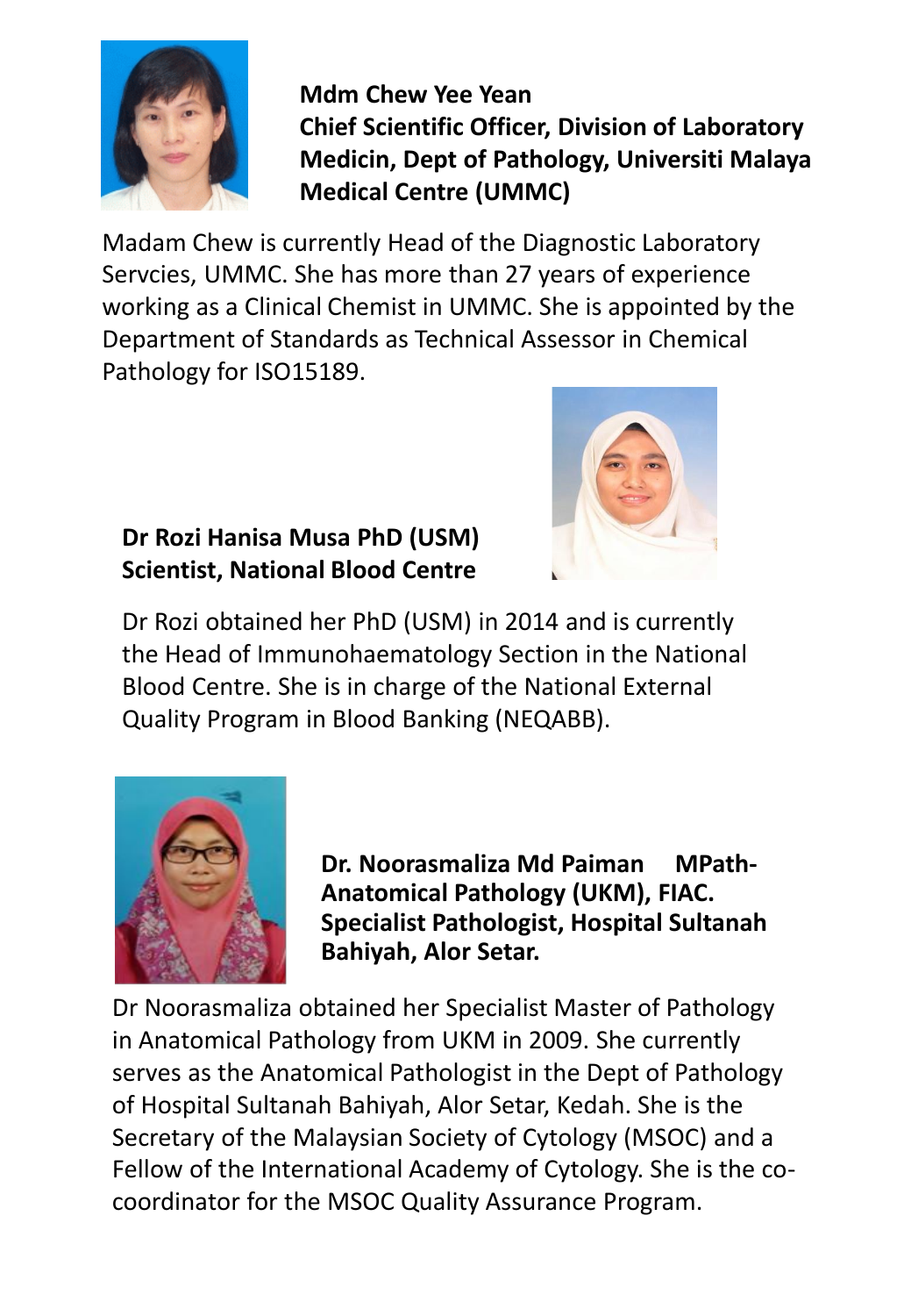**Mdm Chew Yee Yean**
**Chief Scientific Officer, Division of Laboratory Medicin, Dept of Pathology, Universiti Malaya Medical Centre (UMMC)**

Madam Chew is currently Head of the Diagnostic Laboratory Servcies, UMMC. She has more than 27 years of experience working as a Clinical Chemist in UMMC. She is appointed by the Department of Standards as Technical Assessor in Chemical Pathology for ISO15189.

**Dr Rozi Hanisa Musa PhD (USM)**
**Scientist, National Blood Centre**

Dr Rozi obtained her PhD (USM) in 2014 and is currently the Head of Immunohaematology Section in the National Blood Centre. She is in charge of the National External Quality Program in Blood Banking (NEQABB).

**Dr. Noorasmaliza Md Paiman MPath-Anatomical Pathology (UKM), FIAC.**
**Specialist Pathologist, Hospital Sultanah Bahiyah, Alor Setar.**

Dr Noorasmaliza obtained her Specialist Master of Pathology in Anatomical Pathology from UKM in 2009. She currently serves as the Anatomical Pathologist in the Dept of Pathology of Hospital Sultanah Bahiyah, Alor Setar, Kedah. She is the Secretary of the Malaysian Society of Cytology (MSOC) and a Fellow of the International Academy of Cytology. She is the co-coordinator for the MSOC Quality Assurance Program.